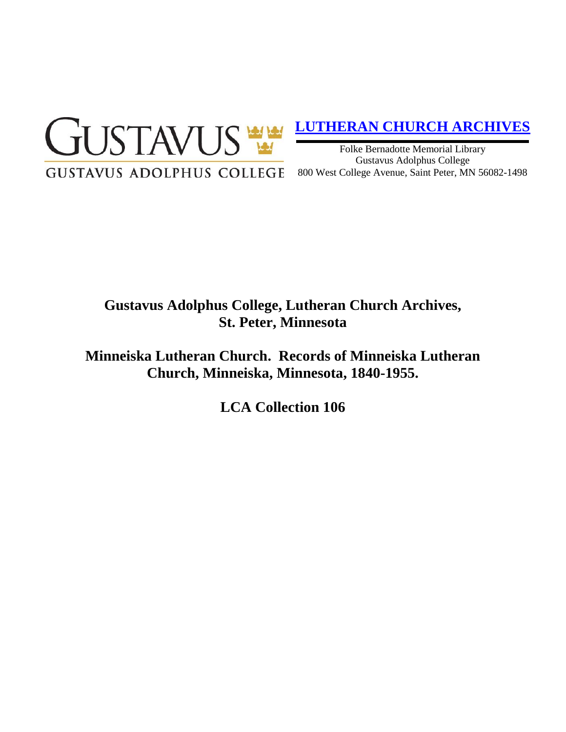GUSTAVUS
GUSTAVUS ADOLPHUS COLLEGE

**LUTHERAN CHURCH ARCHIVES**

Folke Bernadotte Memorial Library
Gustavus Adolphus College
800 West College Avenue, Saint Peter, MN 56082-1498

# Gustavus Adolphus College, Lutheran Church Archives, St. Peter, Minnesota

## Minneiska Lutheran Church. Records of Minneiska Lutheran Church, Minneiska, Minnesota, 1840-1955.

## LCA Collection 106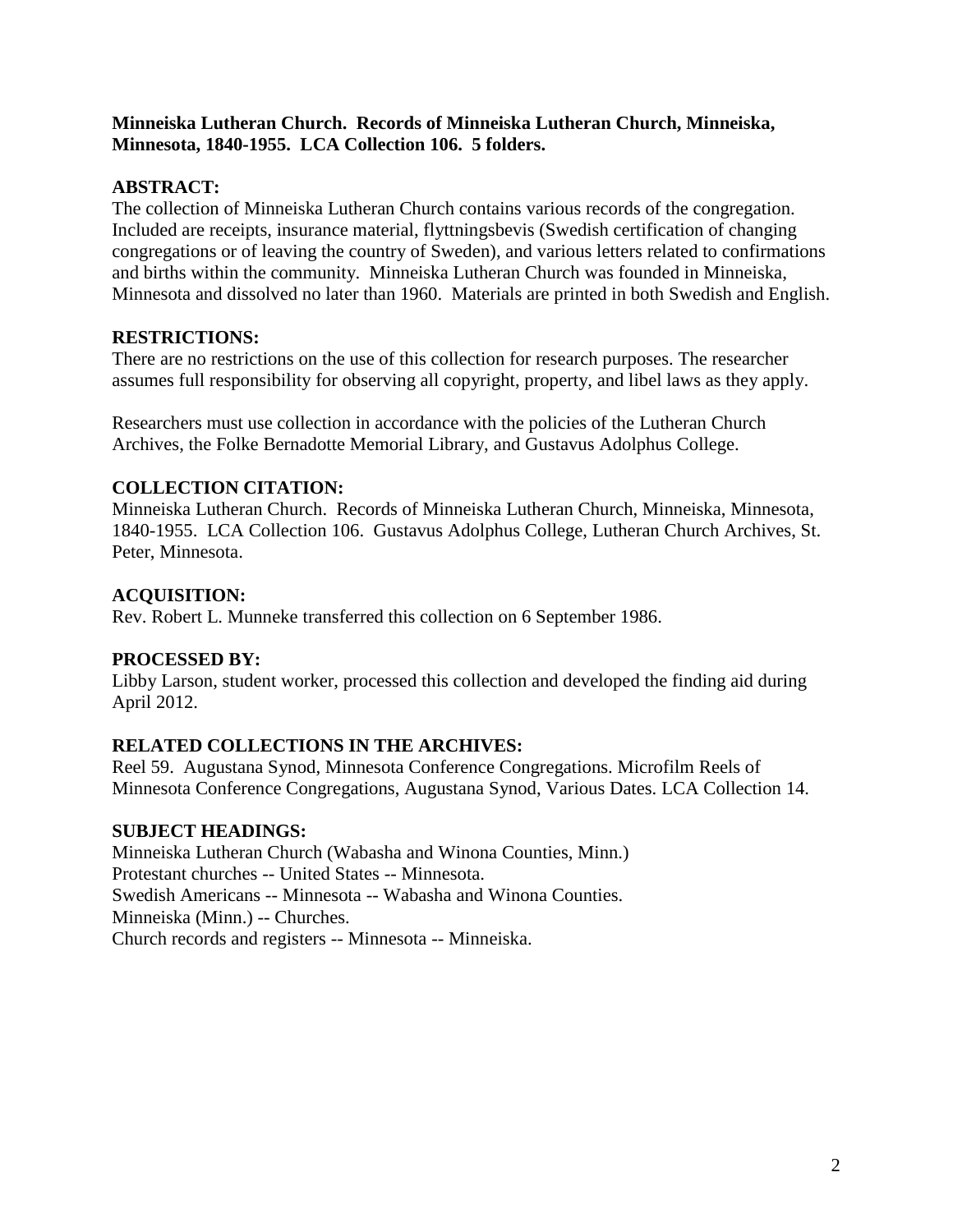**Minneiska Lutheran Church. Records of Minneiska Lutheran Church, Minneiska, Minnesota, 1840-1955. LCA Collection 106. 5 folders.**

## ABSTRACT:

The collection of Minneiska Lutheran Church contains various records of the congregation. Included are receipts, insurance material, flyttningsbevis (Swedish certification of changing congregations or of leaving the country of Sweden), and various letters related to confirmations and births within the community. Minneiska Lutheran Church was founded in Minneiska, Minnesota and dissolved no later than 1960. Materials are printed in both Swedish and English.

## RESTRICTIONS:

There are no restrictions on the use of this collection for research purposes. The researcher assumes full responsibility for observing all copyright, property, and libel laws as they apply.

Researchers must use collection in accordance with the policies of the Lutheran Church Archives, the Folke Bernadotte Memorial Library, and Gustavus Adolphus College.

## COLLECTION CITATION:

Minneiska Lutheran Church. Records of Minneiska Lutheran Church, Minneiska, Minnesota, 1840-1955. LCA Collection 106. Gustavus Adolphus College, Lutheran Church Archives, St. Peter, Minnesota.

## ACQUISITION:

Rev. Robert L. Munneke transferred this collection on 6 September 1986.

## PROCESSED BY:

Libby Larson, student worker, processed this collection and developed the finding aid during April 2012.

## RELATED COLLECTIONS IN THE ARCHIVES:

Reel 59. Augustana Synod, Minnesota Conference Congregations. Microfilm Reels of Minnesota Conference Congregations, Augustana Synod, Various Dates. LCA Collection 14.

## SUBJECT HEADINGS:

Minneiska Lutheran Church (Wabasha and Winona Counties, Minn.)  
Protestant churches -- United States -- Minnesota.  
Swedish Americans -- Minnesota -- Wabasha and Winona Counties.  
Minneiska (Minn.) -- Churches.  
Church records and registers -- Minnesota -- Minneiska.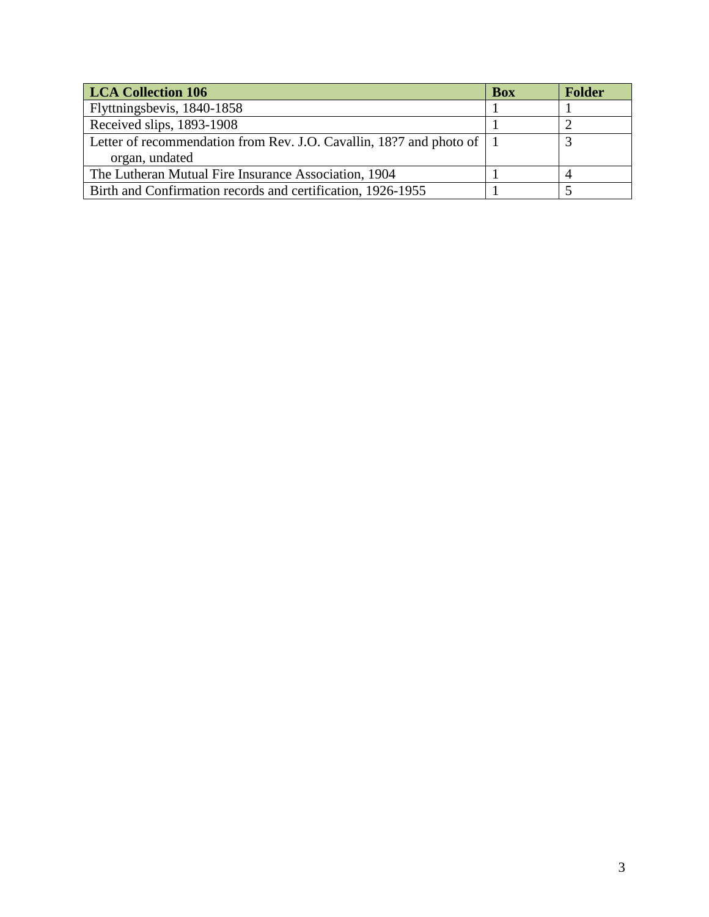| LCA Collection 106 | Box | Folder |
| --- | --- | --- |
| Flyttningsbevis, 1840-1858 | 1 | 1 |
| Received slips, 1893-1908 | 1 | 2 |
| Letter of recommendation from Rev. J.O. Cavallin, 18?7 and photo of organ, undated | 1 | 3 |
| The Lutheran Mutual Fire Insurance Association, 1904 | 1 | 4 |
| Birth and Confirmation records and certification, 1926-1955 | 1 | 5 |